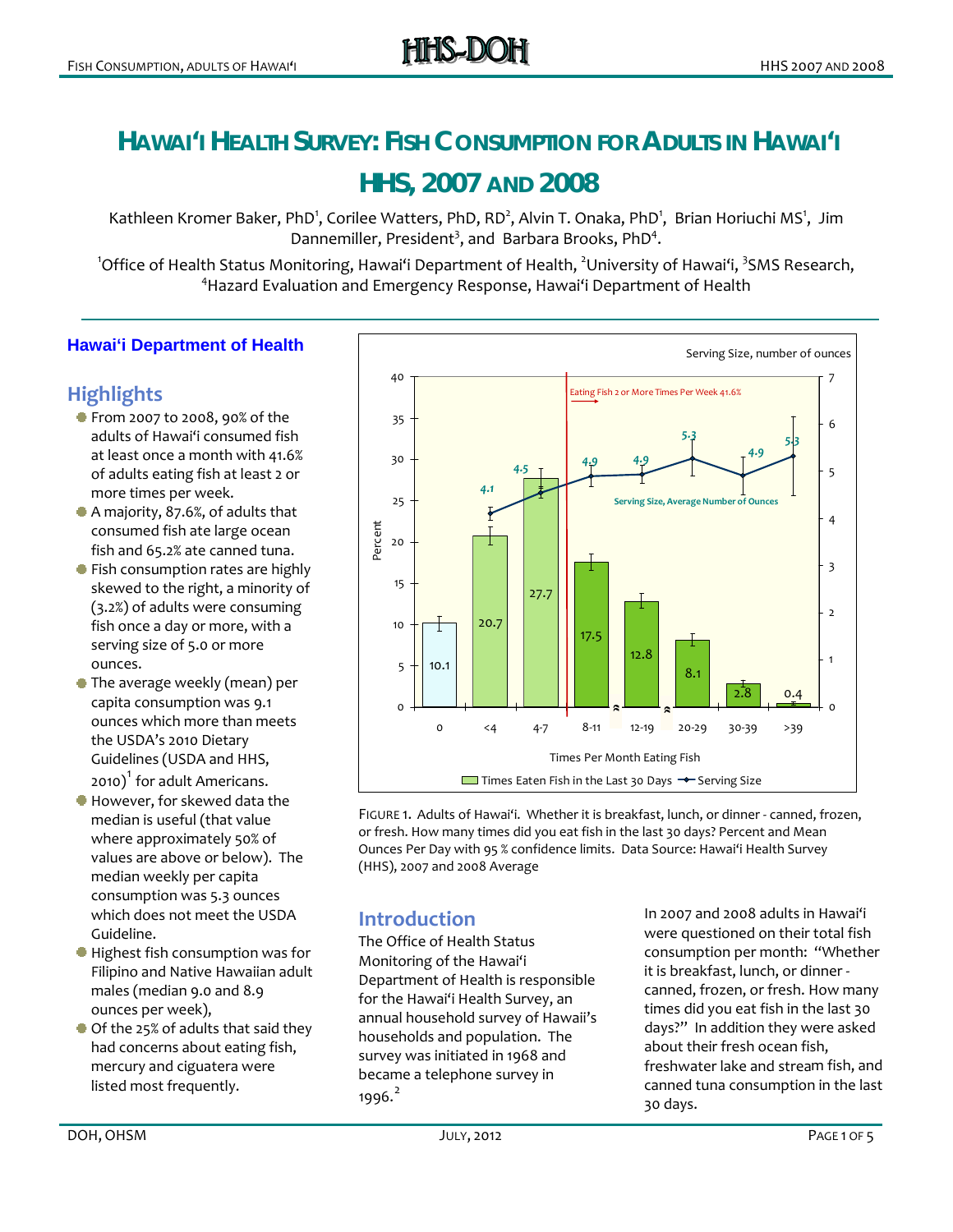# HAWAI'I HEALTH SURVEY: FISH CONSUMPTION FOR ADULTS IN HAWAI'I HHS, 2007 AND 2008

Kathleen Kromer Baker, PhD[1], Corilee Watters, PhD, RD[2], Alvin T. Onaka, PhD[1], Brian Horiuchi MS[1], Jim Dannemiller, President[3], and Barbara Brooks, PhD[4].

[1]Office of Health Status Monitoring, Hawai'i Department of Health, [2]University of Hawai'i, [3]SMS Research, [4]Hazard Evaluation and Emergency Response, Hawai'i Department of Health

**Hawai'i Department of Health**

## Highlights

- From 2007 to 2008, 90% of the adults of Hawai'i consumed fish at least once a month with 41.6% of adults eating fish at least 2 or more times per week.
- A majority, 87.6%, of adults that consumed fish ate large ocean fish and 65.2% ate canned tuna.
- Fish consumption rates are highly skewed to the right, a minority of (3.2%) of adults were consuming fish once a day or more, with a serving size of 5.0 or more ounces.
- The average weekly (mean) per capita consumption was 9.1 ounces which more than meets the USDA's 2010 Dietary Guidelines (USDA and HHS, 2010)[1] for adult Americans.
- However, for skewed data the median is useful (that value where approximately 50% of values are above or below). The median weekly per capita consumption was 5.3 ounces which does not meet the USDA Guideline.
- Highest fish consumption was for Filipino and Native Hawaiian adult males (median 9.0 and 8.9 ounces per week),
- Of the 25% of adults that said they had concerns about eating fish, mercury and ciguatera were listed most frequently.

| Times Per Month Eating Fish | 0 | <4 | 4-7 | 8-11 | 12-19 | 20-29 | 30-39 | >39 |
|---|---|---|---|---|---|---|---|---|
| Times Eaten Fish in the Last 30 Days (Percent) | 10.1 | 20.7 | 27.7 | 17.5 | 12.8 | 8.1 | 2.8 | 0.4 |
| Serving Size, Average Number of Ounces | | 4.1 | 4.5 | 4.9 | 4.9 | 5.3 | 4.9 | 5.3 |

Eating Fish 2 or More Times Per Week 41.6%

FIGURE 1. Adults of Hawai'i. Whether it is breakfast, lunch, or dinner - canned, frozen, or fresh. How many times did you eat fish in the last 30 days? Percent and Mean Ounces Per Day with 95 % confidence limits. Data Source: Hawai'i Health Survey (HHS), 2007 and 2008 Average

## Introduction

The Office of Health Status Monitoring of the Hawai'i Department of Health is responsible for the Hawai'i Health Survey, an annual household survey of Hawaii's households and population. The survey was initiated in 1968 and became a telephone survey in 1996.[2]

In 2007 and 2008 adults in Hawai'i were questioned on their total fish consumption per month: "Whether it is breakfast, lunch, or dinner - canned, frozen, or fresh. How many times did you eat fish in the last 30 days?" In addition they were asked about their fresh ocean fish, freshwater lake and stream fish, and canned tuna consumption in the last 30 days.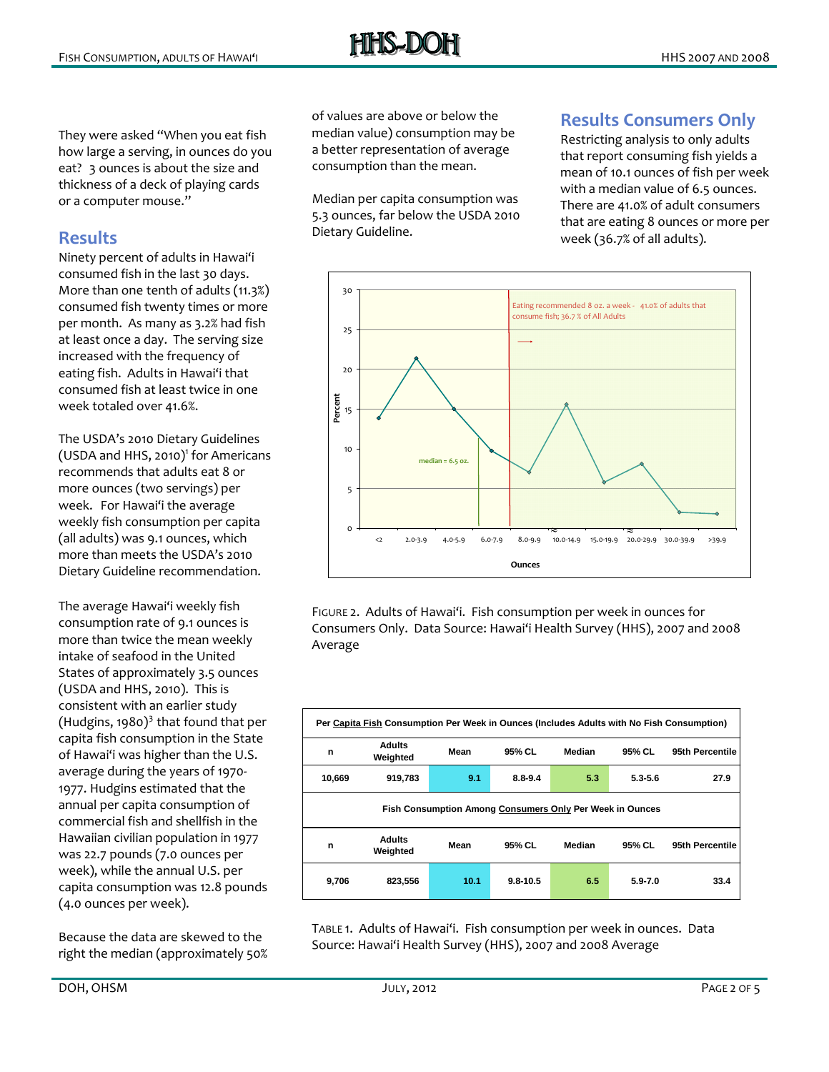They were asked "When you eat fish how large a serving, in ounces do you eat? 3 ounces is about the size and thickness of a deck of playing cards or a computer mouse."

## Results

Ninety percent of adults in Hawai'i consumed fish in the last 30 days. More than one tenth of adults (11.3%) consumed fish twenty times or more per month. As many as 3.2% had fish at least once a day. The serving size increased with the frequency of eating fish. Adults in Hawai'i that consumed fish at least twice in one week totaled over 41.6%.

The USDA's 2010 Dietary Guidelines (USDA and HHS, 2010)[1] for Americans recommends that adults eat 8 or more ounces (two servings) per week. For Hawai'i the average weekly fish consumption per capita (all adults) was 9.1 ounces, which more than meets the USDA's 2010 Dietary Guideline recommendation.

The average Hawai'i weekly fish consumption rate of 9.1 ounces is more than twice the mean weekly intake of seafood in the United States of approximately 3.5 ounces (USDA and HHS, 2010). This is consistent with an earlier study (Hudgins, 1980)[3] that found that per capita fish consumption in the State of Hawai'i was higher than the U.S. average during the years of 1970-1977. Hudgins estimated that the annual per capita consumption of commercial fish and shellfish in the Hawaiian civilian population in 1977 was 22.7 pounds (7.0 ounces per week), while the annual U.S. per capita consumption was 12.8 pounds (4.0 ounces per week).

Because the data are skewed to the right the median (approximately 50% of values are above or below the median value) consumption may be a better representation of average consumption than the mean.

Median per capita consumption was 5.3 ounces, far below the USDA 2010 Dietary Guideline.

## Results Consumers Only

Restricting analysis to only adults that report consuming fish yields a mean of 10.1 ounces of fish per week with a median value of 6.5 ounces. There are 41.0% of adult consumers that are eating 8 ounces or more per week (36.7% of all adults).

FIGURE 2. Adults of Hawai'i. Fish consumption per week in ounces for Consumers Only. Data Source: Hawai'i Health Survey (HHS), 2007 and 2008 Average

| Per Capita Fish Consumption Per Week in Ounces (Includes Adults with No Fish Consumption) | | | | | | |
|---|---|---|---|---|---|---|
| n | Adults Weighted | Mean | 95% CL | Median | 95% CL | 95th Percentile |
| 10,669 | 919,783 | 9.1 | 8.8-9.4 | 5.3 | 5.3-5.6 | 27.9 |
| **Fish Consumption Among Consumers Only Per Week in Ounces** | | | | | | |
| n | Adults Weighted | Mean | 95% CL | Median | 95% CL | 95th Percentile |
| 9,706 | 823,556 | 10.1 | 9.8-10.5 | 6.5 | 5.9-7.0 | 33.4 |

TABLE 1. Adults of Hawai'i. Fish consumption per week in ounces. Data Source: Hawai'i Health Survey (HHS), 2007 and 2008 Average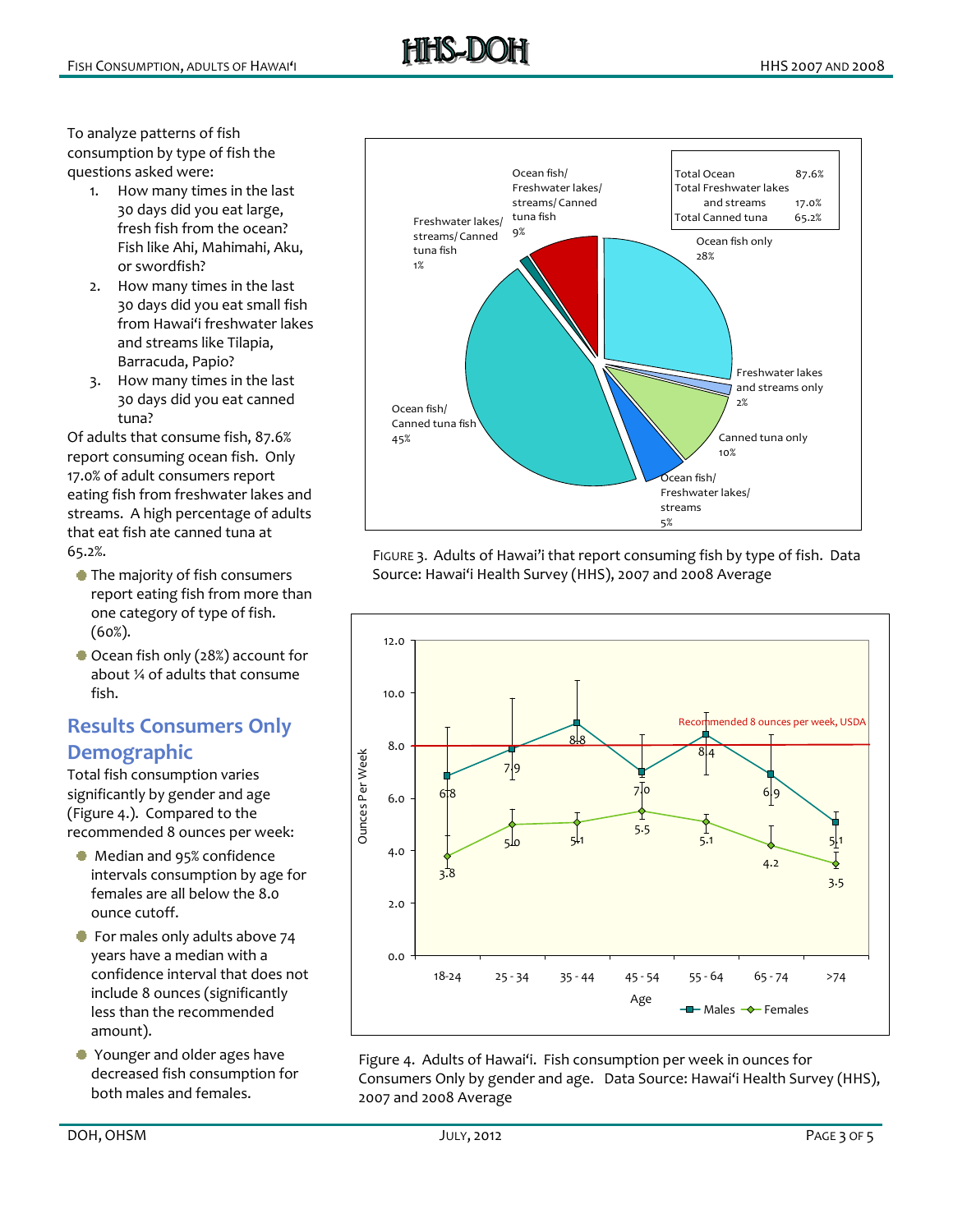To analyze patterns of fish consumption by type of fish the questions asked were:

1. How many times in the last 30 days did you eat large, fresh fish from the ocean? Fish like Ahi, Mahimahi, Aku, or swordfish?
2. How many times in the last 30 days did you eat small fish from Hawai'i freshwater lakes and streams like Tilapia, Barracuda, Papio?
3. How many times in the last 30 days did you eat canned tuna?

Of adults that consume fish, 87.6% report consuming ocean fish. Only 17.0% of adult consumers report eating fish from freshwater lakes and streams. A high percentage of adults that eat fish ate canned tuna at 65.2%.

- The majority of fish consumers report eating fish from more than one category of type of fish. (60%).
- Ocean fish only (28%) account for about ¼ of adults that consume fish.

## Results Consumers Only Demographic

Total fish consumption varies significantly by gender and age (Figure 4.). Compared to the recommended 8 ounces per week:

- Median and 95% confidence intervals consumption by age for females are all below the 8.0 ounce cutoff.
- For males only adults above 74 years have a median with a confidence interval that does not include 8 ounces (significantly less than the recommended amount).
- Younger and older ages have decreased fish consumption for both males and females.

| Category | Percent |
|---|---|
| Total Ocean | 87.6% |
| Total Freshwater lakes and streams | 17.0% |
| Total Canned tuna | 65.2% |

| Type of fish | Percent |
|---|---|
| Ocean fish only | 28% |
| Freshwater lakes and streams only | 2% |
| Canned tuna only | 10% |
| Ocean fish/ Freshwater lakes/ streams | 5% |
| Ocean fish/ Canned tuna fish | 45% |
| Freshwater lakes/ streams/ Canned tuna fish | 1% |
| Ocean fish/ Freshwater lakes/ streams/ Canned tuna fish | 9% |

FIGURE 3. Adults of Hawai'i that report consuming fish by type of fish. Data Source: Hawai'i Health Survey (HHS), 2007 and 2008 Average

| Age | Males (ounces per week) | Females (ounces per week) |
|---|---|---|
| 18-24 | 6.8 | 3.8 |
| 25 - 34 | 7.9 | 5.0 |
| 35 - 44 | 8.8 | 5.1 |
| 45 - 54 | 7.0 | 5.5 |
| 55 - 64 | 8.4 | 5.1 |
| 65 - 74 | 6.9 | 4.2 |
| >74 | 5.1 | 3.5 |

Recommended 8 ounces per week, USDA

Figure 4. Adults of Hawai'i. Fish consumption per week in ounces for Consumers Only by gender and age. Data Source: Hawai'i Health Survey (HHS), 2007 and 2008 Average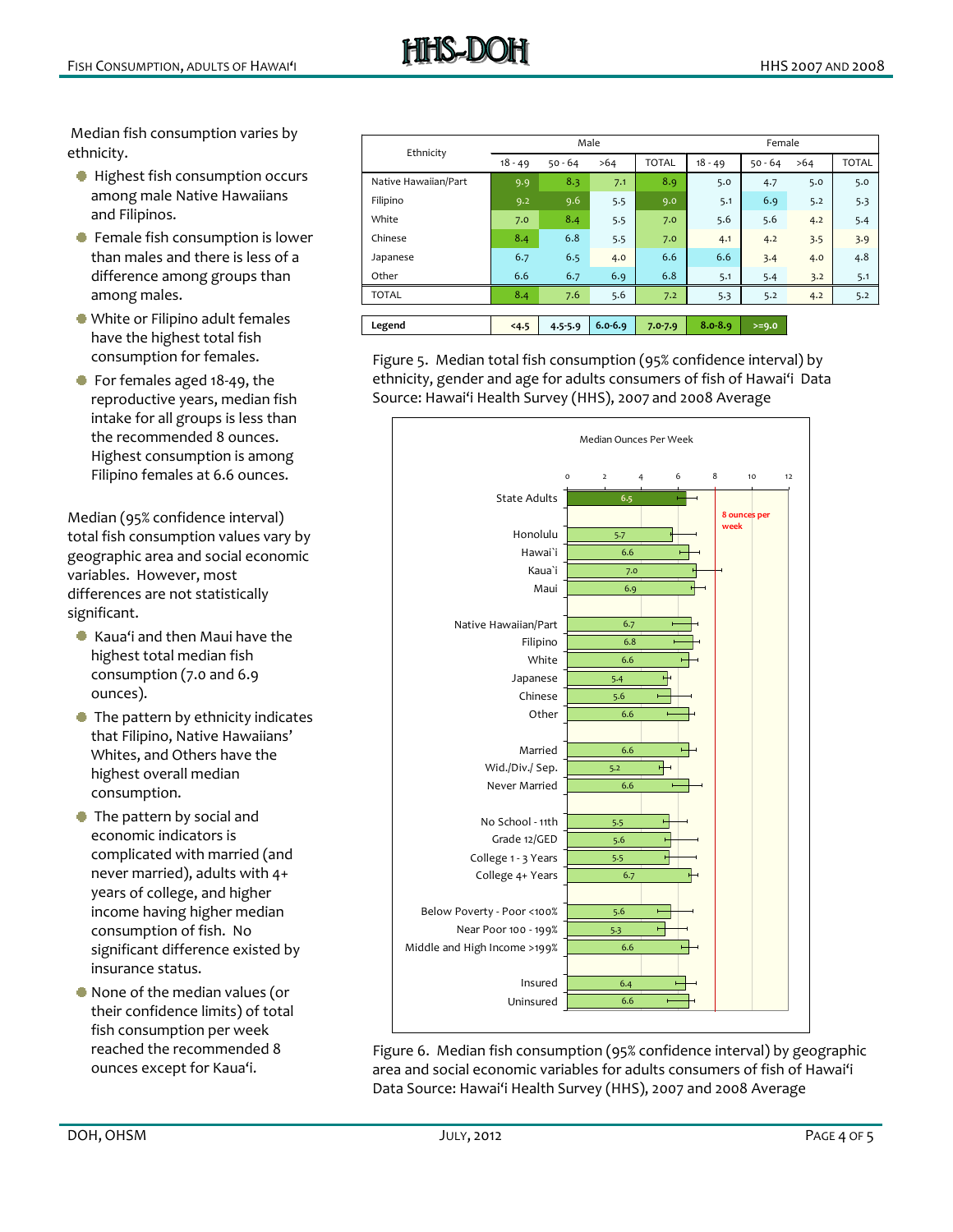Median fish consumption varies by ethnicity.

- Highest fish consumption occurs among male Native Hawaiians and Filipinos.
- Female fish consumption is lower than males and there is less of a difference among groups than among males.
- White or Filipino adult females have the highest total fish consumption for females.
- For females aged 18-49, the reproductive years, median fish intake for all groups is less than the recommended 8 ounces. Highest consumption is among Filipino females at 6.6 ounces.

Median (95% confidence interval) total fish consumption values vary by geographic area and social economic variables. However, most differences are not statistically significant.

- Kaua'i and then Maui have the highest total median fish consumption (7.0 and 6.9 ounces).
- The pattern by ethnicity indicates that Filipino, Native Hawaiians' Whites, and Others have the highest overall median consumption.
- The pattern by social and economic indicators is complicated with married (and never married), adults with 4+ years of college, and higher income having higher median consumption of fish. No significant difference existed by insurance status.
- None of the median values (or their confidence limits) of total fish consumption per week reached the recommended 8 ounces except for Kaua'i.

| Ethnicity | Male | | | | Female | | | |
|---|---|---|---|---|---|---|---|---|
| | 18 - 49 | 50 - 64 | >64 | TOTAL | 18 - 49 | 50 - 64 | >64 | TOTAL |
| Native Hawaiian/Part | 9.9 | 8.3 | 7.1 | 8.9 | 5.0 | 4.7 | 5.0 | 5.0 |
| Filipino | 9.2 | 9.6 | 5.5 | 9.0 | 5.1 | 6.9 | 5.2 | 5.3 |
| White | 7.0 | 8.4 | 5.5 | 7.0 | 5.6 | 5.6 | 4.2 | 5.4 |
| Chinese | 8.4 | 6.8 | 5.5 | 7.0 | 4.1 | 4.2 | 3.5 | 3.9 |
| Japanese | 6.7 | 6.5 | 4.0 | 6.6 | 6.6 | 3.4 | 4.0 | 4.8 |
| Other | 6.6 | 6.7 | 6.9 | 6.8 | 5.1 | 5.4 | 3.2 | 5.1 |
| TOTAL | 8.4 | 7.6 | 5.6 | 7.2 | 5.3 | 5.2 | 4.2 | 5.2 |

| Legend | <4.5 | 4.5-5.9 | 6.0-6.9 | 7.0-7.9 | 8.0-8.9 | >=9.0 |
|---|---|---|---|---|---|---|

Figure 5. Median total fish consumption (95% confidence interval) by ethnicity, gender and age for adults consumers of fish of Hawai'i Data Source: Hawai'i Health Survey (HHS), 2007 and 2008 Average

Median Ounces Per Week

| Group | Median ounces per week |
|---|---|
| State Adults | 6.5 |
| Honolulu | 5.7 |
| Hawai`i | 6.6 |
| Kaua`i | 7.0 |
| Maui | 6.9 |
| Native Hawaiian/Part | 6.7 |
| Filipino | 6.8 |
| White | 6.6 |
| Japanese | 5.4 |
| Chinese | 5.6 |
| Other | 6.6 |
| Married | 6.6 |
| Wid./Div./ Sep. | 5.2 |
| Never Married | 6.6 |
| No School - 11th | 5.5 |
| Grade 12/GED | 5.6 |
| College 1 - 3 Years | 5.5 |
| College 4+ Years | 6.7 |
| Below Poverty - Poor <100% | 5.6 |
| Near Poor 100 - 199% | 5.3 |
| Middle and High Income >199% | 6.6 |
| Insured | 6.4 |
| Uninsured | 6.6 |

8 ounces per week

Figure 6. Median fish consumption (95% confidence interval) by geographic area and social economic variables for adults consumers of fish of Hawai'i Data Source: Hawai'i Health Survey (HHS), 2007 and 2008 Average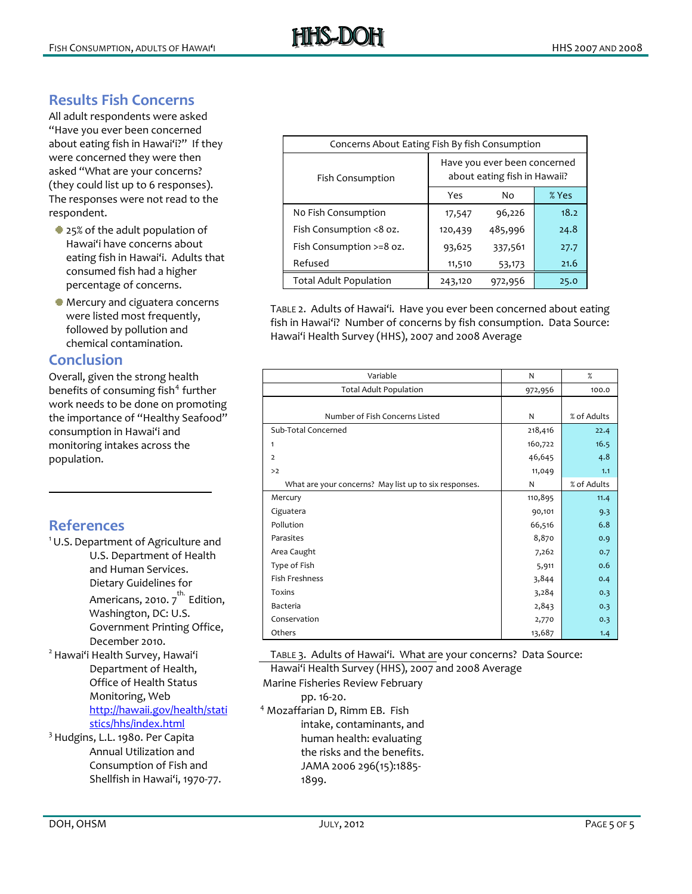## Results Fish Concerns

All adult respondents were asked "Have you ever been concerned about eating fish in Hawaiʻi?" If they were concerned they were then asked "What are your concerns? (they could list up to 6 responses). The responses were not read to the respondent.

- 25% of the adult population of Hawaiʻi have concerns about eating fish in Hawaiʻi. Adults that consumed fish had a higher percentage of concerns.
- Mercury and ciguatera concerns were listed most frequently, followed by pollution and chemical contamination.

## Conclusion

Overall, given the strong health benefits of consuming fish[4] further work needs to be done on promoting the importance of "Healthy Seafood" consumption in Hawaiʻi and monitoring intakes across the population.

| Concerns About Eating Fish By fish Consumption | | | |
|---|---|---|---|
| Fish Consumption | Have you ever been concerned about eating fish in Hawaii? | | |
| | Yes | No | % Yes |
| No Fish Consumption | 17,547 | 96,226 | 18.2 |
| Fish Consumption <8 oz. | 120,439 | 485,996 | 24.8 |
| Fish Consumption >=8 oz. | 93,625 | 337,561 | 27.7 |
| Refused | 11,510 | 53,173 | 21.6 |
| Total Adult Population | 243,120 | 972,956 | 25.0 |

TABLE 2. Adults of Hawaiʻi. Have you ever been concerned about eating fish in Hawaiʻi? Number of concerns by fish consumption. Data Source: Hawaiʻi Health Survey (HHS), 2007 and 2008 Average

| Variable | N | % |
|---|---|---|
| Total Adult Population | 972,956 | 100.0 |
| Number of Fish Concerns Listed | N | % of Adults |
| Sub-Total Concerned | 218,416 | 22.4 |
| 1 | 160,722 | 16.5 |
| 2 | 46,645 | 4.8 |
| >2 | 11,049 | 1.1 |
| What are your concerns? May list up to six responses. | N | % of Adults |
| Mercury | 110,895 | 11.4 |
| Ciguatera | 90,101 | 9.3 |
| Pollution | 66,516 | 6.8 |
| Parasites | 8,870 | 0.9 |
| Area Caught | 7,262 | 0.7 |
| Type of Fish | 5,911 | 0.6 |
| Fish Freshness | 3,844 | 0.4 |
| Toxins | 3,284 | 0.3 |
| Bacteria | 2,843 | 0.3 |
| Conservation | 2,770 | 0.3 |
| Others | 13,687 | 1.4 |

TABLE 3. Adults of Hawaiʻi. What are your concerns? Data Source: Hawaiʻi Health Survey (HHS), 2007 and 2008 Average

## References

[1] U.S. Department of Agriculture and U.S. Department of Health and Human Services. Dietary Guidelines for Americans, 2010. 7th Edition, Washington, DC: U.S. Government Printing Office, December 2010.

[2] Hawaiʻi Health Survey, Hawaiʻi Department of Health, Office of Health Status Monitoring, Web http://hawaii.gov/health/statistics/hhs/index.html

[3] Hudgins, L.L. 1980. Per Capita Annual Utilization and Consumption of Fish and Shellfish in Hawaiʻi, 1970-77. Marine Fisheries Review February pp. 16-20.

[4] Mozaffarian D, Rimm EB. Fish intake, contaminants, and human health: evaluating the risks and the benefits. JAMA 2006 296(15):1885-1899.